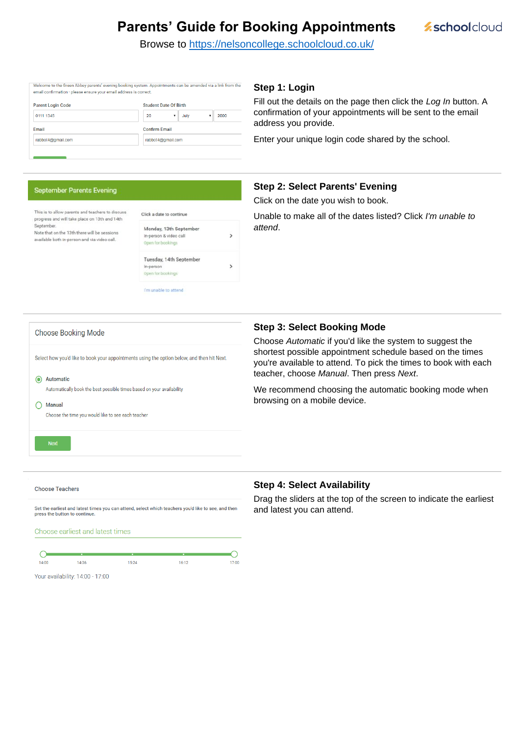# Parents' Guide for Booking Appointments

schoolcloud

Browse to https://nelsoncollege.schoolcloud.co.uk/

Welcome to the Green Abbey parents' evening booking system. Appointments can be amended via a link from the email confirmation - please ensure your email address is correct.

Parent Login Code: 0111 1345
Student Date Of Birth: 20 July 2000
Email: rabbot4@gmail.com
Confirm Email: rabbot4@gmail.com

## Step 1: Login

Fill out the details on the page then click the *Log In* button. A confirmation of your appointments will be sent to the email address you provide.

Enter your unique login code shared by the school.

---

September Parents Evening

This is to allow parents and teachers to discuss progress and will take place on 13th and 14th September.
Note that on the 13th there will be sessions available both in-person and via video call.

Click a date to continue

Monday, 13th September
In-person & video call
Open for bookings

Tuesday, 14th September
In-person
Open for bookings

I'm unable to attend

## Step 2: Select Parents' Evening

Click on the date you wish to book.

Unable to make all of the dates listed? Click *I'm unable to attend*.

---

Choose Booking Mode

Select how you'd like to book your appointments using the option below, and then hit Next.

- Automatic: Automatically book the best possible times based on your availability
- Manual: Choose the time you would like to see each teacher

Next

## Step 3: Select Booking Mode

Choose *Automatic* if you'd like the system to suggest the shortest possible appointment schedule based on the times you're available to attend. To pick the times to book with each teacher, choose *Manual*. Then press *Next*.

We recommend choosing the automatic booking mode when browsing on a mobile device.

---

Choose Teachers

Set the earliest and latest times you can attend, select which teachers you'd like to see, and then press the button to continue.

Choose earliest and latest times

14:00 14:36 15:24 16:12 17:00

Your availability: 14:00 - 17:00

## Step 4: Select Availability

Drag the sliders at the top of the screen to indicate the earliest and latest you can attend.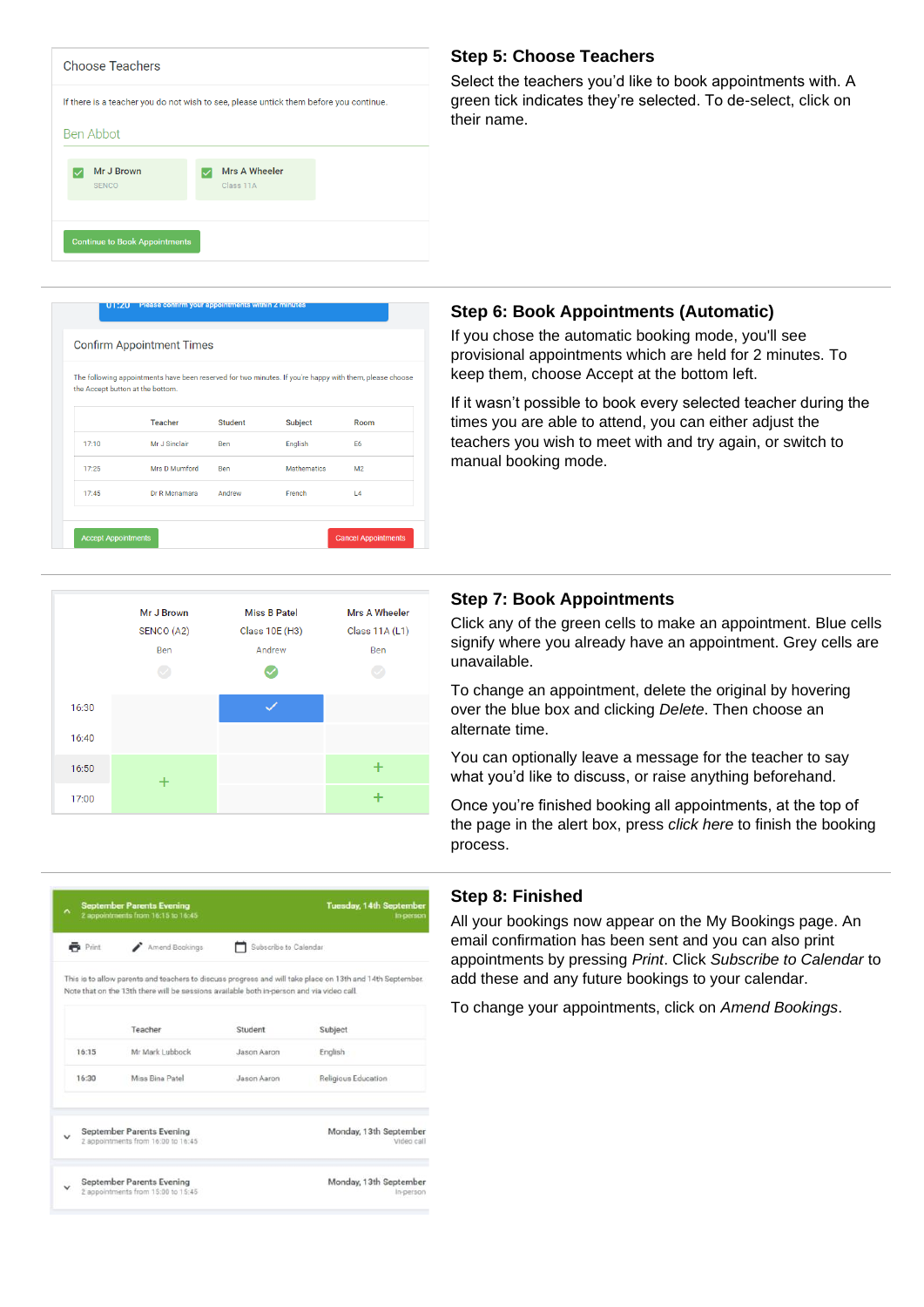Choose Teachers

If there is a teacher you do not wish to see, please untick them before you continue.

Ben Abbot

- Mr J Brown — SENCO
- Mrs A Wheeler — Class 11A

Continue to Book Appointments

### Step 5: Choose Teachers

Select the teachers you'd like to book appointments with. A green tick indicates they're selected. To de-select, click on their name.

01:20 Please confirm your appointments within 2 minutes

Confirm Appointment Times

The following appointments have been reserved for two minutes. If you're happy with them, please choose the Accept button at the bottom.

| | Teacher | Student | Subject | Room |
|---|---|---|---|---|
| 17:10 | Mr J Sinclair | Ben | English | E6 |
| 17:25 | Mrs D Mumford | Ben | Mathematics | M2 |
| 17:45 | Dr R Monamara | Andrew | French | L4 |

Accept Appointments | Cancel Appointments

### Step 6: Book Appointments (Automatic)

If you chose the automatic booking mode, you'll see provisional appointments which are held for 2 minutes. To keep them, choose Accept at the bottom left.

If it wasn't possible to book every selected teacher during the times you are able to attend, you can either adjust the teachers you wish to meet with and try again, or switch to manual booking mode.

| | Mr J Brown SENCO (A2) Ben | Miss B Patel Class 10E (H3) Andrew | Mrs A Wheeler Class 11A (L1) Ben |
|---|---|---|---|
| 16:30 | | ✓ | |
| 16:40 | | | |
| 16:50 | + | | + |
| 17:00 | | | + |

### Step 7: Book Appointments

Click any of the green cells to make an appointment. Blue cells signify where you already have an appointment. Grey cells are unavailable.

To change an appointment, delete the original by hovering over the blue box and clicking *Delete*. Then choose an alternate time.

You can optionally leave a message for the teacher to say what you'd like to discuss, or raise anything beforehand.

Once you're finished booking all appointments, at the top of the page in the alert box, press *click here* to finish the booking process.

September Parents Evening — Tuesday, 14th September
2 appointments from 16:15 to 16:45 — In-person

Print | Amend Bookings | Subscribe to Calendar

This is to allow parents and teachers to discuss progress and will take place on 13th and 14th September. Note that on the 13th there will be sessions available both in-person and via video call.

| | Teacher | Student | Subject |
|---|---|---|---|
| 16:15 | Mr Mark Lubbock | Jason Aaron | English |
| 16:30 | Miss Bina Patel | Jason Aaron | Religious Education |

September Parents Evening — Monday, 13th September
2 appointments from 16:30 to 16:45 — Video call

September Parents Evening — Monday, 13th September
2 appointments from 15:30 to 15:45 — In-person

### Step 8: Finished

All your bookings now appear on the My Bookings page. An email confirmation has been sent and you can also print appointments by pressing *Print*. Click *Subscribe to Calendar* to add these and any future bookings to your calendar.

To change your appointments, click on *Amend Bookings*.